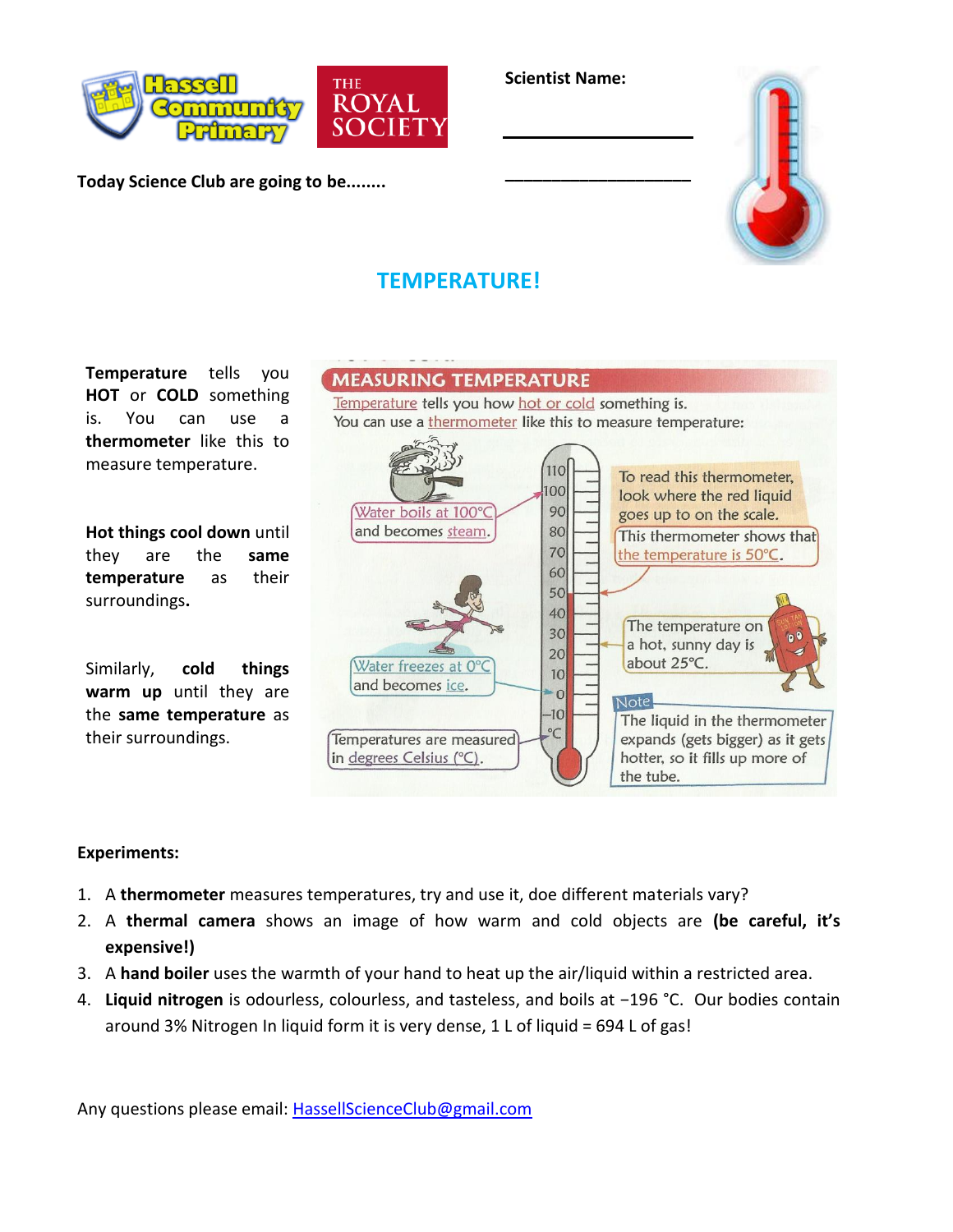Scientist Name:

___________________

___________________

Today Science Club are going to be........

## TEMPERATURE!

**Temperature** tells you **HOT** or **COLD** something is. You can use a **thermometer** like this to measure temperature.

**Hot things cool down** until they are the **same temperature** as their surroundings**.**

Similarly, **cold things warm up** until they are the **same temperature** as their surroundings.

### MEASURING TEMPERATURE

Temperature tells you how hot or cold something is.
You can use a thermometer like this to measure temperature:

Water boils at 100°C and becomes steam.

To read this thermometer, look where the red liquid goes up to on the scale.

This thermometer shows that the temperature is 50°C.

The temperature on a hot, sunny day is about 25°C.

Water freezes at 0°C and becomes ice.

Temperatures are measured in degrees Celsius (°C).

Note: The liquid in the thermometer expands (gets bigger) as it gets hotter, so it fills up more of the tube.

**Experiments:**

1. A **thermometer** measures temperatures, try and use it, doe different materials vary?
2. A **thermal camera** shows an image of how warm and cold objects are **(be careful, it's expensive!)**
3. A **hand boiler** uses the warmth of your hand to heat up the air/liquid within a restricted area.
4. **Liquid nitrogen** is odourless, colourless, and tasteless, and boils at −196 °C. Our bodies contain around 3% Nitrogen In liquid form it is very dense, 1 L of liquid = 694 L of gas!

Any questions please email: HassellScienceClub@gmail.com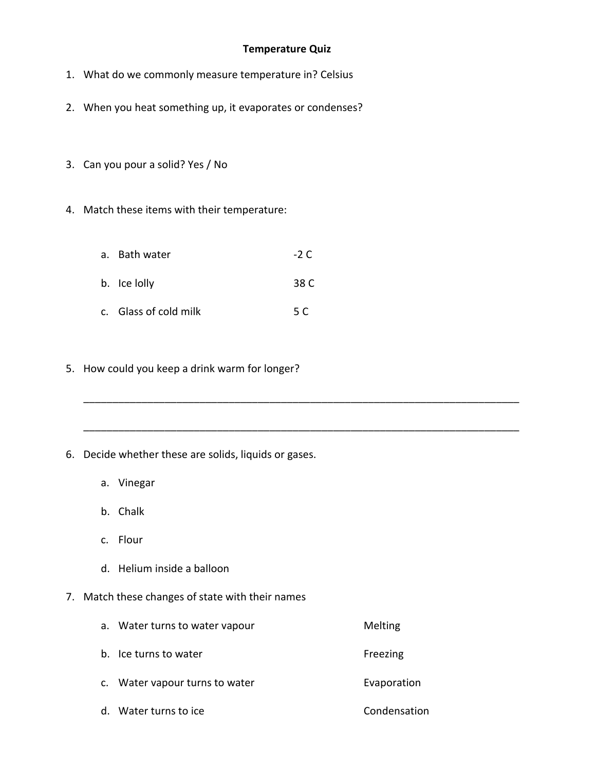**Temperature Quiz**

1. What do we commonly measure temperature in? Celsius

2. When you heat something up, it evaporates or condenses?

3. Can you pour a solid? Yes / No

4. Match these items with their temperature:

| | |
|---|---|
| a. Bath water | -2 C |
| b. Ice lolly | 38 C |
| c. Glass of cold milk | 5 C |

5. How could you keep a drink warm for longer?

______________________________________________________________________________

______________________________________________________________________________

6. Decide whether these are solids, liquids or gases.

   a. Vinegar
   b. Chalk
   c. Flour
   d. Helium inside a balloon

7. Match these changes of state with their names

| | |
|---|---|
| a. Water turns to water vapour | Melting |
| b. Ice turns to water | Freezing |
| c. Water vapour turns to water | Evaporation |
| d. Water turns to ice | Condensation |